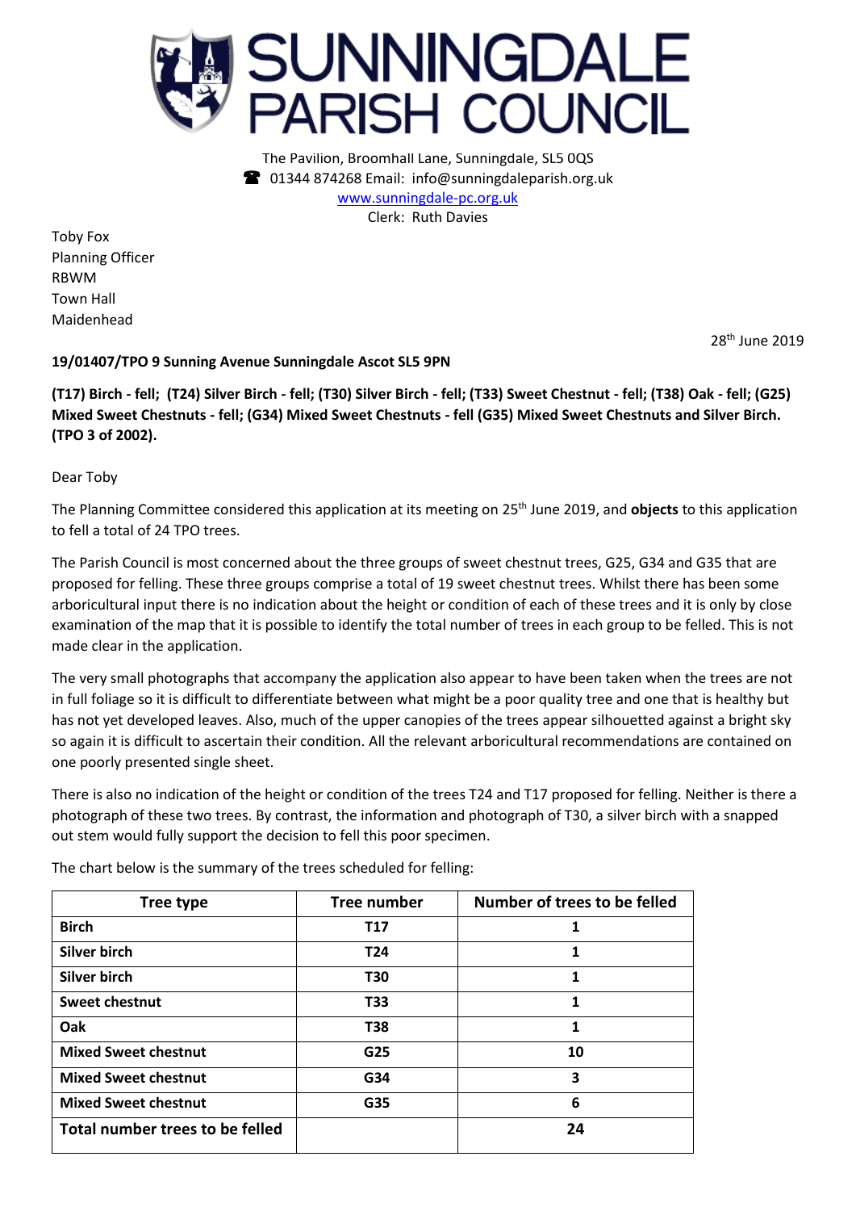# SUNNINGDALE PARISH COUNCIL

The Pavilion, Broomhall Lane, Sunningdale, SL5 0QS
☎ 01344 874268 Email: info@sunningdaleparish.org.uk
www.sunningdale-pc.org.uk
Clerk: Ruth Davies

Toby Fox
Planning Officer
RBWM
Town Hall
Maidenhead

28th June 2019

**19/01407/TPO 9 Sunning Avenue Sunningdale Ascot SL5 9PN**

**(T17) Birch - fell; (T24) Silver Birch - fell; (T30) Silver Birch - fell; (T33) Sweet Chestnut - fell; (T38) Oak - fell; (G25) Mixed Sweet Chestnuts - fell; (G34) Mixed Sweet Chestnuts - fell (G35) Mixed Sweet Chestnuts and Silver Birch. (TPO 3 of 2002).**

Dear Toby

The Planning Committee considered this application at its meeting on 25th June 2019, and **objects** to this application to fell a total of 24 TPO trees.

The Parish Council is most concerned about the three groups of sweet chestnut trees, G25, G34 and G35 that are proposed for felling. These three groups comprise a total of 19 sweet chestnut trees. Whilst there has been some arboricultural input there is no indication about the height or condition of each of these trees and it is only by close examination of the map that it is possible to identify the total number of trees in each group to be felled. This is not made clear in the application.

The very small photographs that accompany the application also appear to have been taken when the trees are not in full foliage so it is difficult to differentiate between what might be a poor quality tree and one that is healthy but has not yet developed leaves. Also, much of the upper canopies of the trees appear silhouetted against a bright sky so again it is difficult to ascertain their condition. All the relevant arboricultural recommendations are contained on one poorly presented single sheet.

There is also no indication of the height or condition of the trees T24 and T17 proposed for felling. Neither is there a photograph of these two trees. By contrast, the information and photograph of T30, a silver birch with a snapped out stem would fully support the decision to fell this poor specimen.

The chart below is the summary of the trees scheduled for felling:

| Tree type | Tree number | Number of trees to be felled |
|---|---|---|
| **Birch** | **T17** | **1** |
| **Silver birch** | **T24** | **1** |
| **Silver birch** | **T30** | **1** |
| **Sweet chestnut** | **T33** | **1** |
| **Oak** | **T38** | **1** |
| **Mixed Sweet chestnut** | **G25** | **10** |
| **Mixed Sweet chestnut** | **G34** | **3** |
| **Mixed Sweet chestnut** | **G35** | **6** |
| **Total number trees to be felled** | | **24** |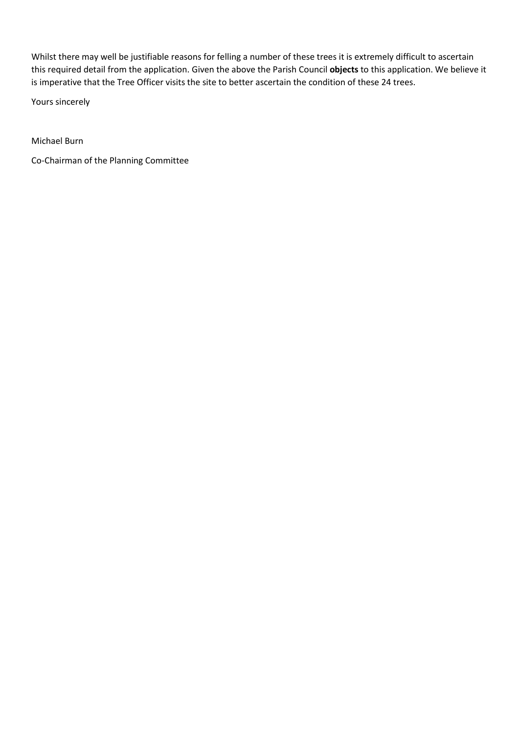Whilst there may well be justifiable reasons for felling a number of these trees it is extremely difficult to ascertain this required detail from the application. Given the above the Parish Council **objects** to this application. We believe it is imperative that the Tree Officer visits the site to better ascertain the condition of these 24 trees.

Yours sincerely

Michael Burn

Co-Chairman of the Planning Committee